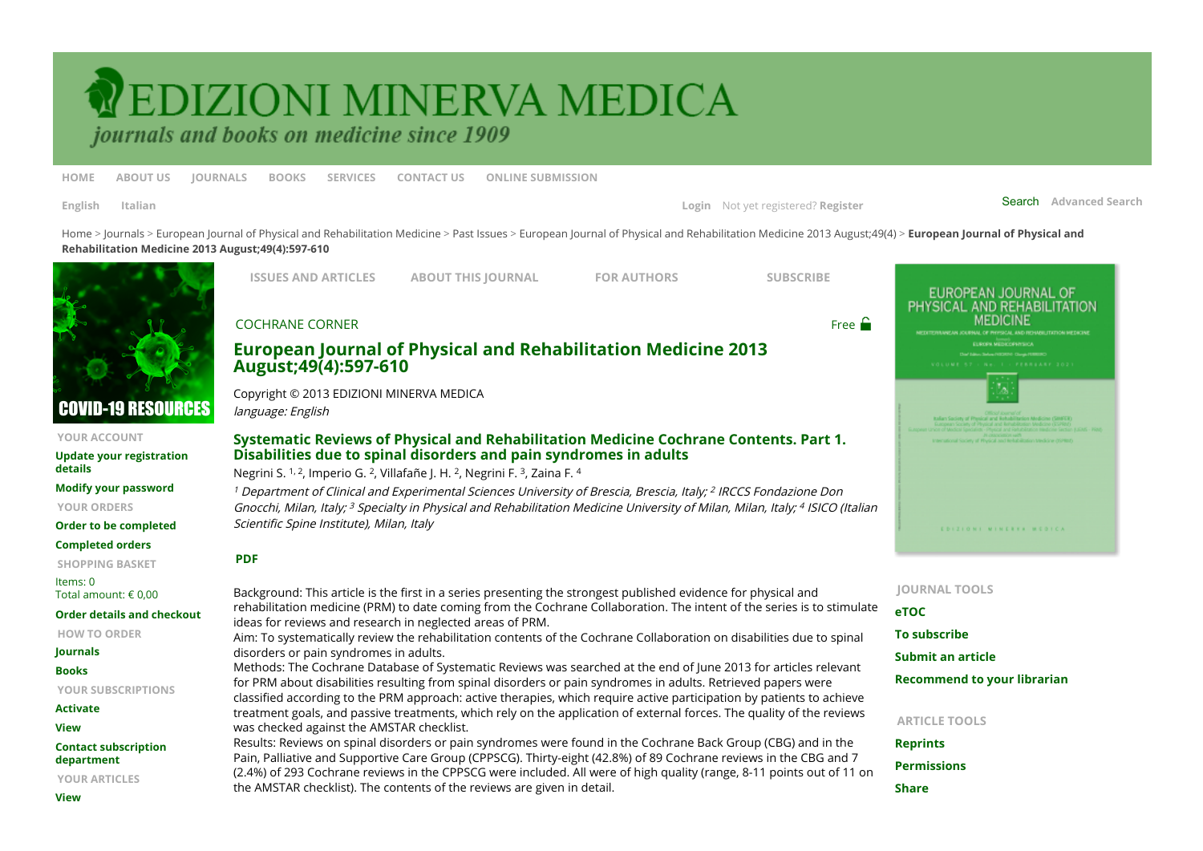COCHRANE CORNER

Free

## European Journal of Physical and Rehabilitation Medicine 2013 August;49(4):597-610

Copyright © 2013 EDIZIONI MINERVA MEDICA

*language: English*

### Systematic Reviews of Physical and Rehabilitation Medicine Cochrane Contents. Part 1. Disabilities due to spinal disorders and pain syndromes in adults

Negrini S. [1, 2], Imperio G. [2], Villafañe J. H. [2], Negrini F. [3], Zaina F. [4]

*[1] Department of Clinical and Experimental Sciences University of Brescia, Brescia, Italy; [2] IRCCS Fondazione Don Gnocchi, Milan, Italy; [3] Specialty in Physical and Rehabilitation Medicine University of Milan, Milan, Italy; [4] ISICO (Italian Scientific Spine Institute), Milan, Italy*

PDF

Background: This article is the first in a series presenting the strongest published evidence for physical and rehabilitation medicine (PRM) to date coming from the Cochrane Collaboration. The intent of the series is to stimulate ideas for reviews and research in neglected areas of PRM.

Aim: To systematically review the rehabilitation contents of the Cochrane Collaboration on disabilities due to spinal disorders or pain syndromes in adults.

Methods: The Cochrane Database of Systematic Reviews was searched at the end of June 2013 for articles relevant for PRM about disabilities resulting from spinal disorders or pain syndromes in adults. Retrieved papers were classified according to the PRM approach: active therapies, which require active participation by patients to achieve treatment goals, and passive treatments, which rely on the application of external forces. The quality of the reviews was checked against the AMSTAR checklist.

Results: Reviews on spinal disorders or pain syndromes were found in the Cochrane Back Group (CBG) and in the Pain, Palliative and Supportive Care Group (CPPSCG). Thirty-eight (42.8%) of 89 Cochrane reviews in the CBG and 7 (2.4%) of 293 Cochrane reviews in the CPPSCG were included. All were of high quality (range, 8-11 points out of 11 on the AMSTAR checklist). The contents of the reviews are given in detail.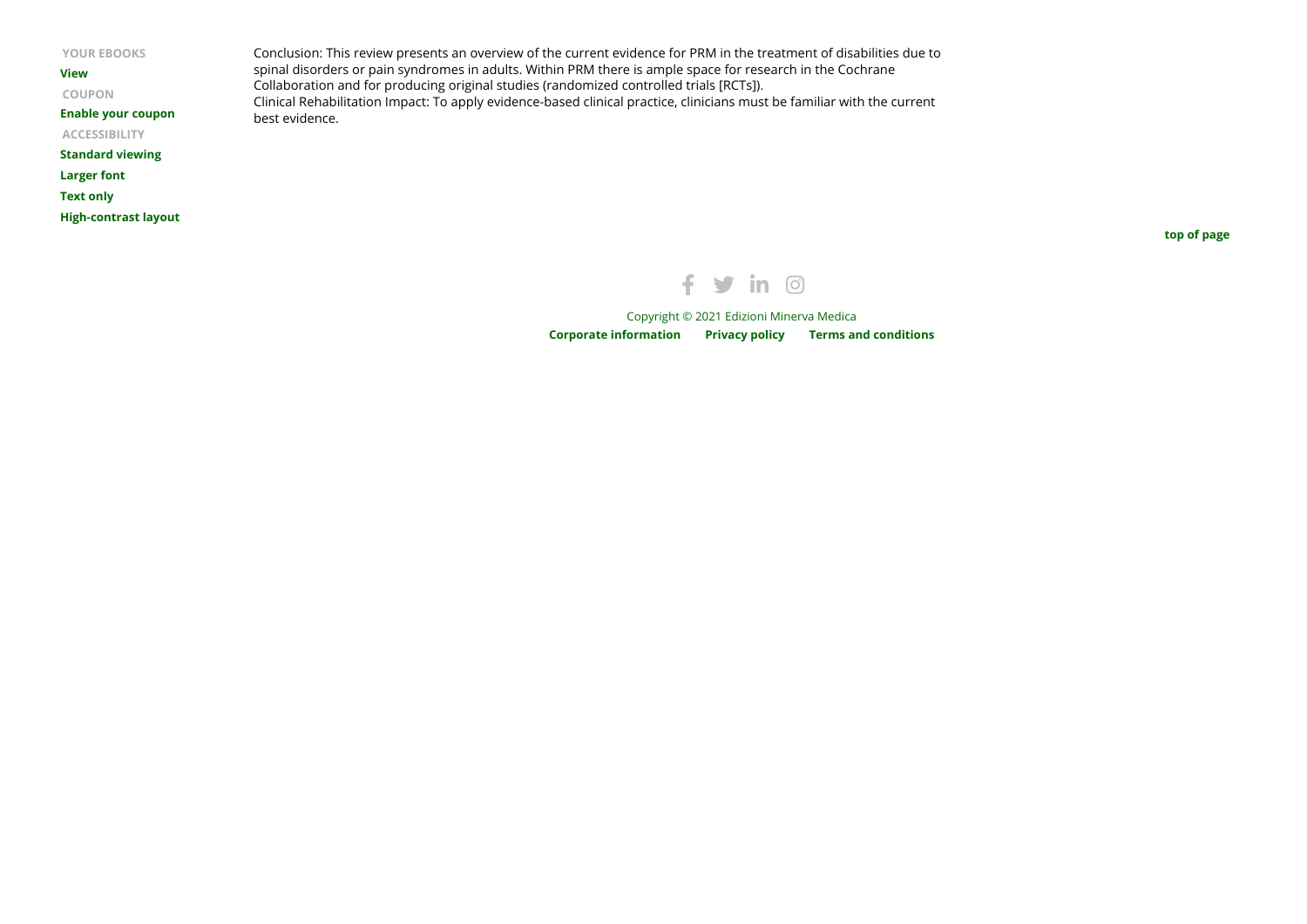Conclusion: This review presents an overview of the current evidence for PRM in the treatment of disabilities due to spinal disorders or pain syndromes in adults. Within PRM there is ample space for research in the Cochrane Collaboration and for producing original studies (randomized controlled trials [RCTs]).

Clinical Rehabilitation Impact: To apply evidence-based clinical practice, clinicians must be familiar with the current best evidence.